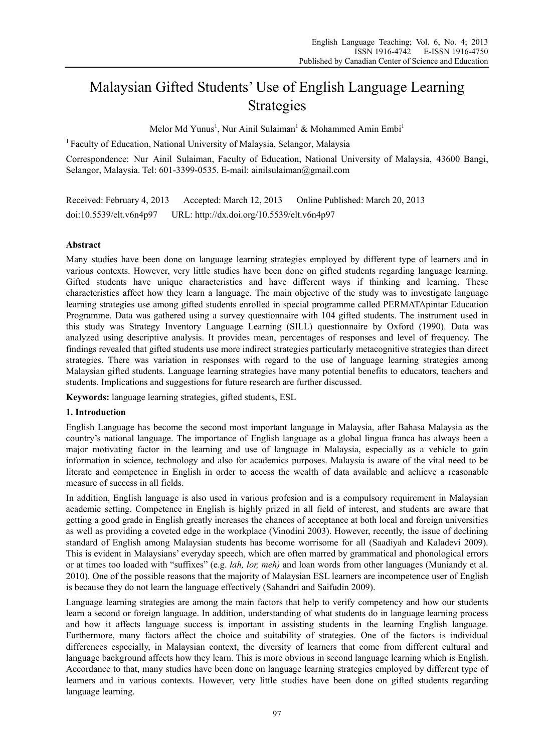# Malaysian Gifted Students' Use of English Language Learning Strategies

Melor Md Yunus[1], Nur Ainil Sulaiman[1] & Mohammed Amin Embi[1]

[1] Faculty of Education, National University of Malaysia, Selangor, Malaysia

Correspondence: Nur Ainil Sulaiman, Faculty of Education, National University of Malaysia, 43600 Bangi, Selangor, Malaysia. Tel: 601-3399-0535. E-mail: ainilsulaiman@gmail.com

Received: February 4, 2013 Accepted: March 12, 2013 Online Published: March 20, 2013

doi:10.5539/elt.v6n4p97 URL: http://dx.doi.org/10.5539/elt.v6n4p97

## Abstract

Many studies have been done on language learning strategies employed by different type of learners and in various contexts. However, very little studies have been done on gifted students regarding language learning. Gifted students have unique characteristics and have different ways if thinking and learning. These characteristics affect how they learn a language. The main objective of the study was to investigate language learning strategies use among gifted students enrolled in special programme called PERMATApintar Education Programme. Data was gathered using a survey questionnaire with 104 gifted students. The instrument used in this study was Strategy Inventory Language Learning (SILL) questionnaire by Oxford (1990). Data was analyzed using descriptive analysis. It provides mean, percentages of responses and level of frequency. The findings revealed that gifted students use more indirect strategies particularly metacognitive strategies than direct strategies. There was variation in responses with regard to the use of language learning strategies among Malaysian gifted students. Language learning strategies have many potential benefits to educators, teachers and students. Implications and suggestions for future research are further discussed.

**Keywords:** language learning strategies, gifted students, ESL

## 1. Introduction

English Language has become the second most important language in Malaysia, after Bahasa Malaysia as the country's national language. The importance of English language as a global lingua franca has always been a major motivating factor in the learning and use of language in Malaysia, especially as a vehicle to gain information in science, technology and also for academics purposes. Malaysia is aware of the vital need to be literate and competence in English in order to access the wealth of data available and achieve a reasonable measure of success in all fields.

In addition, English language is also used in various profesion and is a compulsory requirement in Malaysian academic setting. Competence in English is highly prized in all field of interest, and students are aware that getting a good grade in English greatly increases the chances of acceptance at both local and foreign universities as well as providing a coveted edge in the workplace (Vinodini 2003). However, recently, the issue of declining standard of English among Malaysian students has become worrisome for all (Saadiyah and Kaladevi 2009). This is evident in Malaysians' everyday speech, which are often marred by grammatical and phonological errors or at times too loaded with "suffixes" (e.g. *lah, lor, meh)* and loan words from other languages (Muniandy et al. 2010). One of the possible reasons that the majority of Malaysian ESL learners are incompetence user of English is because they do not learn the language effectively (Sahandri and Saifudin 2009).

Language learning strategies are among the main factors that help to verify competency and how our students learn a second or foreign language. In addition, understanding of what students do in language learning process and how it affects language success is important in assisting students in the learning English language. Furthermore, many factors affect the choice and suitability of strategies. One of the factors is individual differences especially, in Malaysian context, the diversity of learners that come from different cultural and language background affects how they learn. This is more obvious in second language learning which is English. Accordance to that, many studies have been done on language learning strategies employed by different type of learners and in various contexts. However, very little studies have been done on gifted students regarding language learning.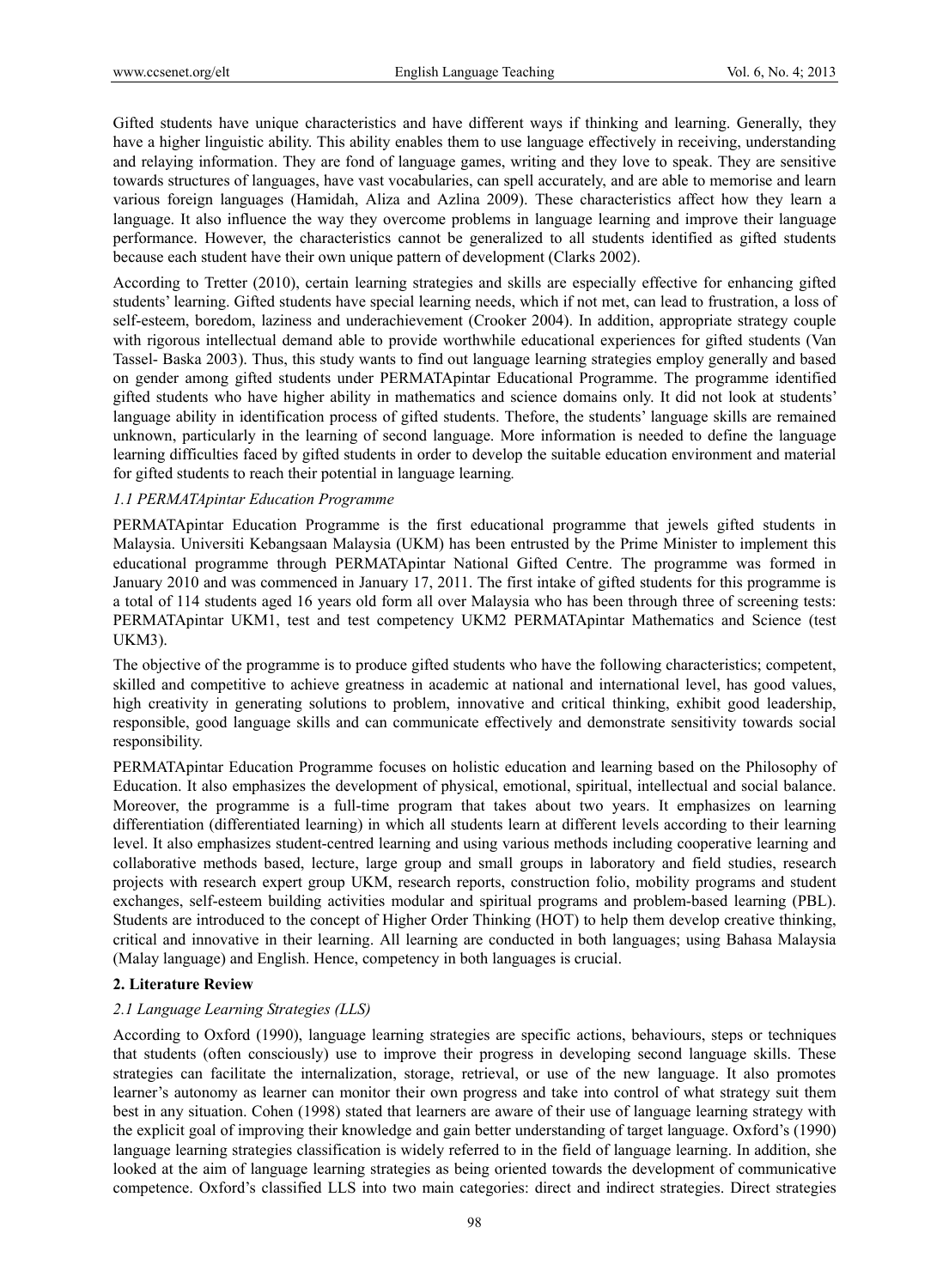Gifted students have unique characteristics and have different ways if thinking and learning. Generally, they have a higher linguistic ability. This ability enables them to use language effectively in receiving, understanding and relaying information. They are fond of language games, writing and they love to speak. They are sensitive towards structures of languages, have vast vocabularies, can spell accurately, and are able to memorise and learn various foreign languages (Hamidah, Aliza and Azlina 2009). These characteristics affect how they learn a language. It also influence the way they overcome problems in language learning and improve their language performance. However, the characteristics cannot be generalized to all students identified as gifted students because each student have their own unique pattern of development (Clarks 2002).

According to Tretter (2010), certain learning strategies and skills are especially effective for enhancing gifted students' learning. Gifted students have special learning needs, which if not met, can lead to frustration, a loss of self-esteem, boredom, laziness and underachievement (Crooker 2004). In addition, appropriate strategy couple with rigorous intellectual demand able to provide worthwhile educational experiences for gifted students (Van Tassel- Baska 2003). Thus, this study wants to find out language learning strategies employ generally and based on gender among gifted students under PERMATApintar Educational Programme. The programme identified gifted students who have higher ability in mathematics and science domains only. It did not look at students' language ability in identification process of gifted students. Thefore, the students' language skills are remained unknown, particularly in the learning of second language. More information is needed to define the language learning difficulties faced by gifted students in order to develop the suitable education environment and material for gifted students to reach their potential in language learning.

### *1.1 PERMATApintar Education Programme*

PERMATApintar Education Programme is the first educational programme that jewels gifted students in Malaysia. Universiti Kebangsaan Malaysia (UKM) has been entrusted by the Prime Minister to implement this educational programme through PERMATApintar National Gifted Centre. The programme was formed in January 2010 and was commenced in January 17, 2011. The first intake of gifted students for this programme is a total of 114 students aged 16 years old form all over Malaysia who has been through three of screening tests: PERMATApintar UKM1, test and test competency UKM2 PERMATApintar Mathematics and Science (test UKM3).

The objective of the programme is to produce gifted students who have the following characteristics; competent, skilled and competitive to achieve greatness in academic at national and international level, has good values, high creativity in generating solutions to problem, innovative and critical thinking, exhibit good leadership, responsible, good language skills and can communicate effectively and demonstrate sensitivity towards social responsibility.

PERMATApintar Education Programme focuses on holistic education and learning based on the Philosophy of Education. It also emphasizes the development of physical, emotional, spiritual, intellectual and social balance. Moreover, the programme is a full-time program that takes about two years. It emphasizes on learning differentiation (differentiated learning) in which all students learn at different levels according to their learning level. It also emphasizes student-centred learning and using various methods including cooperative learning and collaborative methods based, lecture, large group and small groups in laboratory and field studies, research projects with research expert group UKM, research reports, construction folio, mobility programs and student exchanges, self-esteem building activities modular and spiritual programs and problem-based learning (PBL). Students are introduced to the concept of Higher Order Thinking (HOT) to help them develop creative thinking, critical and innovative in their learning. All learning are conducted in both languages; using Bahasa Malaysia (Malay language) and English. Hence, competency in both languages is crucial.

## 2. Literature Review

### *2.1 Language Learning Strategies (LLS)*

According to Oxford (1990), language learning strategies are specific actions, behaviours, steps or techniques that students (often consciously) use to improve their progress in developing second language skills. These strategies can facilitate the internalization, storage, retrieval, or use of the new language. It also promotes learner's autonomy as learner can monitor their own progress and take into control of what strategy suit them best in any situation. Cohen (1998) stated that learners are aware of their use of language learning strategy with the explicit goal of improving their knowledge and gain better understanding of target language. Oxford's (1990) language learning strategies classification is widely referred to in the field of language learning. In addition, she looked at the aim of language learning strategies as being oriented towards the development of communicative competence. Oxford's classified LLS into two main categories: direct and indirect strategies. Direct strategies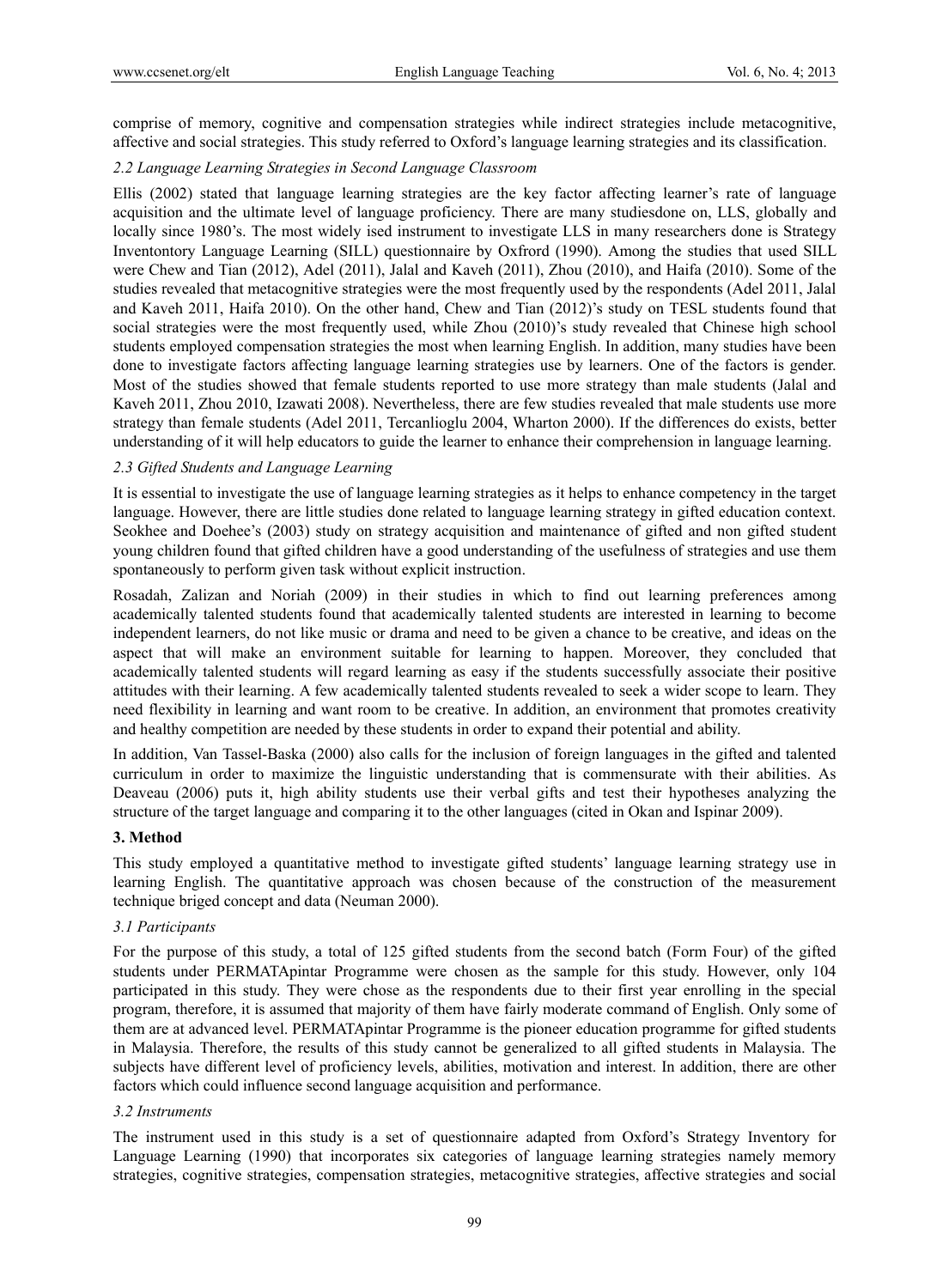comprise of memory, cognitive and compensation strategies while indirect strategies include metacognitive, affective and social strategies. This study referred to Oxford's language learning strategies and its classification.

### *2.2 Language Learning Strategies in Second Language Classroom*

Ellis (2002) stated that language learning strategies are the key factor affecting learner's rate of language acquisition and the ultimate level of language proficiency. There are many studiesdone on, LLS, globally and locally since 1980's. The most widely ised instrument to investigate LLS in many researchers done is Strategy Inventontory Language Learning (SILL) questionnaire by Oxfrord (1990). Among the studies that used SILL were Chew and Tian (2012), Adel (2011), Jalal and Kaveh (2011), Zhou (2010), and Haifa (2010). Some of the studies revealed that metacognitive strategies were the most frequently used by the respondents (Adel 2011, Jalal and Kaveh 2011, Haifa 2010). On the other hand, Chew and Tian (2012)'s study on TESL students found that social strategies were the most frequently used, while Zhou (2010)'s study revealed that Chinese high school students employed compensation strategies the most when learning English. In addition, many studies have been done to investigate factors affecting language learning strategies use by learners. One of the factors is gender. Most of the studies showed that female students reported to use more strategy than male students (Jalal and Kaveh 2011, Zhou 2010, Izawati 2008). Nevertheless, there are few studies revealed that male students use more strategy than female students (Adel 2011, Tercanlioglu 2004, Wharton 2000). If the differences do exists, better understanding of it will help educators to guide the learner to enhance their comprehension in language learning.

### *2.3 Gifted Students and Language Learning*

It is essential to investigate the use of language learning strategies as it helps to enhance competency in the target language. However, there are little studies done related to language learning strategy in gifted education context. Seokhee and Doehee's (2003) study on strategy acquisition and maintenance of gifted and non gifted student young children found that gifted children have a good understanding of the usefulness of strategies and use them spontaneously to perform given task without explicit instruction.

Rosadah, Zalizan and Noriah (2009) in their studies in which to find out learning preferences among academically talented students found that academically talented students are interested in learning to become independent learners, do not like music or drama and need to be given a chance to be creative, and ideas on the aspect that will make an environment suitable for learning to happen. Moreover, they concluded that academically talented students will regard learning as easy if the students successfully associate their positive attitudes with their learning. A few academically talented students revealed to seek a wider scope to learn. They need flexibility in learning and want room to be creative. In addition, an environment that promotes creativity and healthy competition are needed by these students in order to expand their potential and ability.

In addition, Van Tassel-Baska (2000) also calls for the inclusion of foreign languages in the gifted and talented curriculum in order to maximize the linguistic understanding that is commensurate with their abilities. As Deaveau (2006) puts it, high ability students use their verbal gifts and test their hypotheses analyzing the structure of the target language and comparing it to the other languages (cited in Okan and Ispinar 2009).

## **3. Method**

This study employed a quantitative method to investigate gifted students' language learning strategy use in learning English. The quantitative approach was chosen because of the construction of the measurement technique briged concept and data (Neuman 2000).

### *3.1 Participants*

For the purpose of this study, a total of 125 gifted students from the second batch (Form Four) of the gifted students under PERMATApintar Programme were chosen as the sample for this study. However, only 104 participated in this study. They were chose as the respondents due to their first year enrolling in the special program, therefore, it is assumed that majority of them have fairly moderate command of English. Only some of them are at advanced level. PERMATApintar Programme is the pioneer education programme for gifted students in Malaysia. Therefore, the results of this study cannot be generalized to all gifted students in Malaysia. The subjects have different level of proficiency levels, abilities, motivation and interest. In addition, there are other factors which could influence second language acquisition and performance.

### *3.2 Instruments*

The instrument used in this study is a set of questionnaire adapted from Oxford's Strategy Inventory for Language Learning (1990) that incorporates six categories of language learning strategies namely memory strategies, cognitive strategies, compensation strategies, metacognitive strategies, affective strategies and social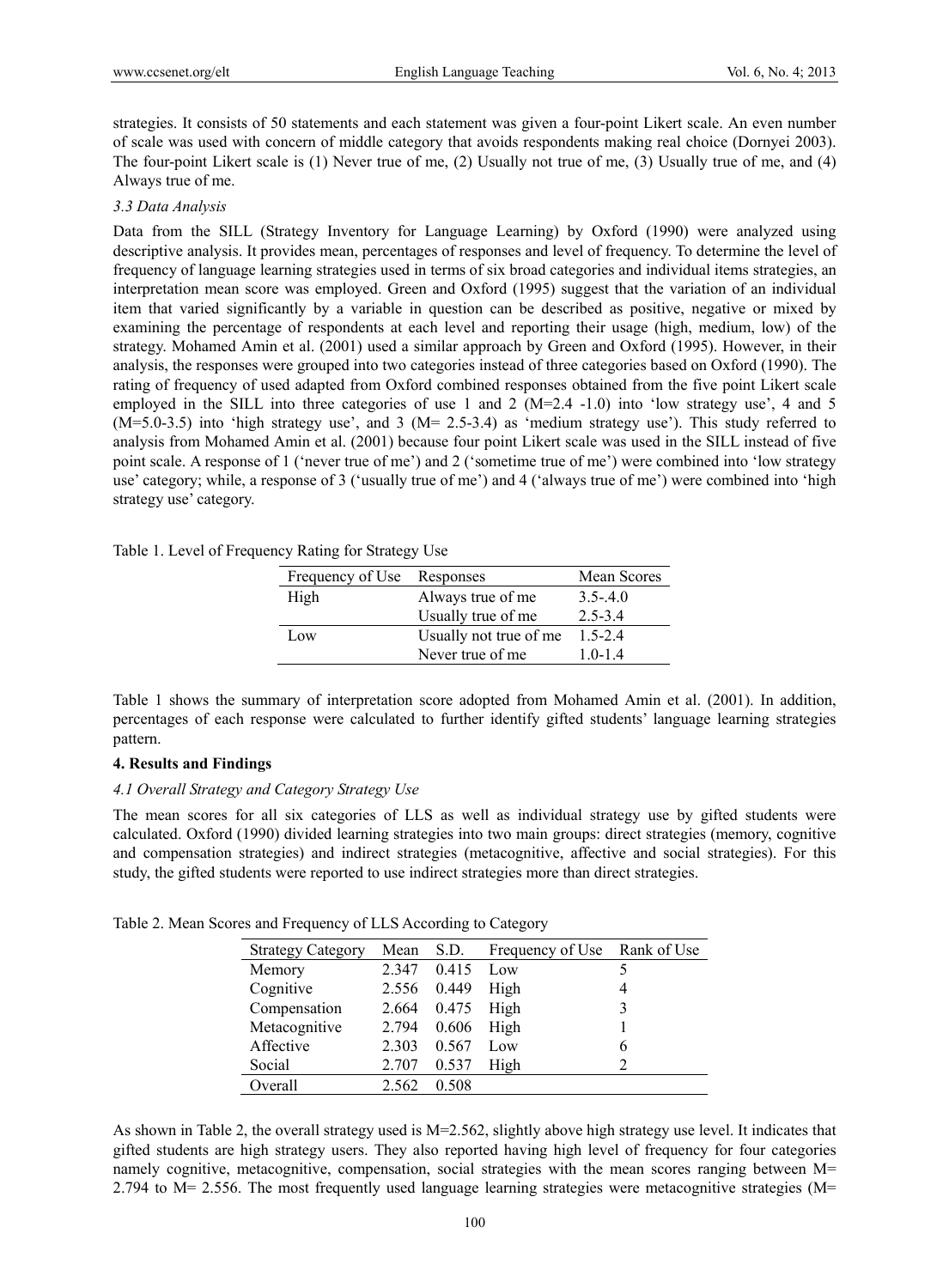strategies. It consists of 50 statements and each statement was given a four-point Likert scale. An even number of scale was used with concern of middle category that avoids respondents making real choice (Dornyei 2003). The four-point Likert scale is (1) Never true of me, (2) Usually not true of me, (3) Usually true of me, and (4) Always true of me.

### *3.3 Data Analysis*

Data from the SILL (Strategy Inventory for Language Learning) by Oxford (1990) were analyzed using descriptive analysis. It provides mean, percentages of responses and level of frequency. To determine the level of frequency of language learning strategies used in terms of six broad categories and individual items strategies, an interpretation mean score was employed. Green and Oxford (1995) suggest that the variation of an individual item that varied significantly by a variable in question can be described as positive, negative or mixed by examining the percentage of respondents at each level and reporting their usage (high, medium, low) of the strategy. Mohamed Amin et al. (2001) used a similar approach by Green and Oxford (1995). However, in their analysis, the responses were grouped into two categories instead of three categories based on Oxford (1990). The rating of frequency of used adapted from Oxford combined responses obtained from the five point Likert scale employed in the SILL into three categories of use 1 and 2 (M=2.4 -1.0) into 'low strategy use', 4 and 5 (M=5.0-3.5) into 'high strategy use', and 3 (M= 2.5-3.4) as 'medium strategy use'). This study referred to analysis from Mohamed Amin et al. (2001) because four point Likert scale was used in the SILL instead of five point scale. A response of 1 ('never true of me') and 2 ('sometime true of me') were combined into 'low strategy use' category; while, a response of 3 ('usually true of me') and 4 ('always true of me') were combined into 'high strategy use' category.

Table 1. Level of Frequency Rating for Strategy Use

| Frequency of Use | Responses | Mean Scores |
|---|---|---|
| High | Always true of me | 3.5-.4.0 |
| | Usually true of me | 2.5-3.4 |
| Low | Usually not true of me | 1.5-2.4 |
| | Never true of me | 1.0-1.4 |

Table 1 shows the summary of interpretation score adopted from Mohamed Amin et al. (2001). In addition, percentages of each response were calculated to further identify gifted students' language learning strategies pattern.

## 4. Results and Findings

### *4.1 Overall Strategy and Category Strategy Use*

The mean scores for all six categories of LLS as well as individual strategy use by gifted students were calculated. Oxford (1990) divided learning strategies into two main groups: direct strategies (memory, cognitive and compensation strategies) and indirect strategies (metacognitive, affective and social strategies). For this study, the gifted students were reported to use indirect strategies more than direct strategies.

Table 2. Mean Scores and Frequency of LLS According to Category

| Strategy Category | Mean | S.D. | Frequency of Use | Rank of Use |
|---|---|---|---|---|
| Memory | 2.347 | 0.415 | Low | 5 |
| Cognitive | 2.556 | 0.449 | High | 4 |
| Compensation | 2.664 | 0.475 | High | 3 |
| Metacognitive | 2.794 | 0.606 | High | 1 |
| Affective | 2.303 | 0.567 | Low | 6 |
| Social | 2.707 | 0.537 | High | 2 |
| Overall | 2.562 | 0.508 | | |

As shown in Table 2, the overall strategy used is M=2.562, slightly above high strategy use level. It indicates that gifted students are high strategy users. They also reported having high level of frequency for four categories namely cognitive, metacognitive, compensation, social strategies with the mean scores ranging between M= 2.794 to M= 2.556. The most frequently used language learning strategies were metacognitive strategies (M=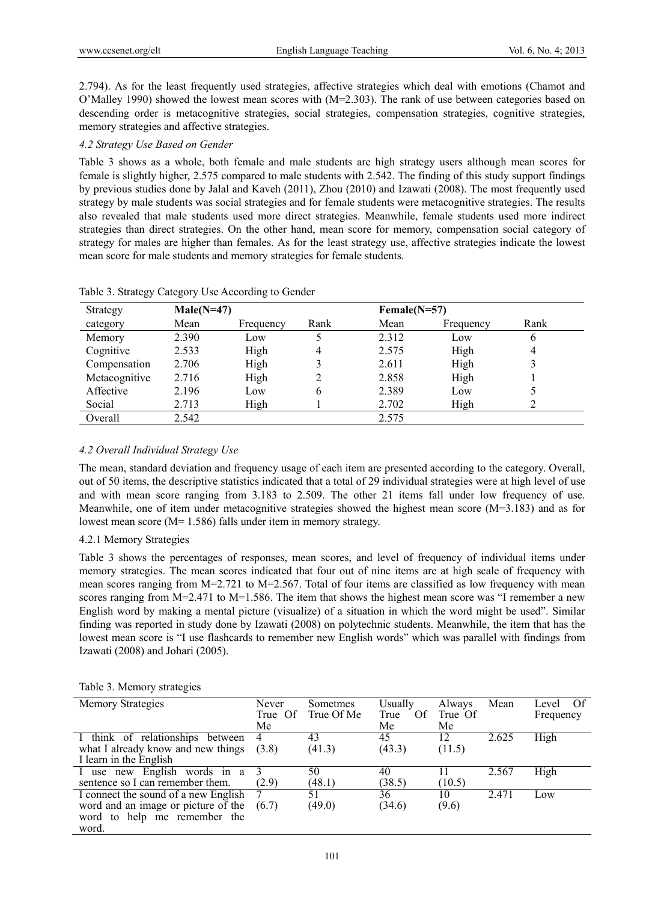2.794). As for the least frequently used strategies, affective strategies which deal with emotions (Chamot and O'Malley 1990) showed the lowest mean scores with (M=2.303). The rank of use between categories based on descending order is metacognitive strategies, social strategies, compensation strategies, cognitive strategies, memory strategies and affective strategies.

### *4.2 Strategy Use Based on Gender*

Table 3 shows as a whole, both female and male students are high strategy users although mean scores for female is slightly higher, 2.575 compared to male students with 2.542. The finding of this study support findings by previous studies done by Jalal and Kaveh (2011), Zhou (2010) and Izawati (2008). The most frequently used strategy by male students was social strategies and for female students were metacognitive strategies. The results also revealed that male students used more direct strategies. Meanwhile, female students used more indirect strategies than direct strategies. On the other hand, mean score for memory, compensation social category of strategy for males are higher than females. As for the least strategy use, affective strategies indicate the lowest mean score for male students and memory strategies for female students.

Table 3. Strategy Category Use According to Gender

| Strategy category | **Male(N=47)** | | | **Female(N=57)** | | |
|---|---|---|---|---|---|---|
| | Mean | Frequency | Rank | Mean | Frequency | Rank |
| Memory | 2.390 | Low | 5 | 2.312 | Low | 6 |
| Cognitive | 2.533 | High | 4 | 2.575 | High | 4 |
| Compensation | 2.706 | High | 3 | 2.611 | High | 3 |
| Metacognitive | 2.716 | High | 2 | 2.858 | High | 1 |
| Affective | 2.196 | Low | 6 | 2.389 | Low | 5 |
| Social | 2.713 | High | 1 | 2.702 | High | 2 |
| Overall | 2.542 | | | 2.575 | | |

### *4.2 Overall Individual Strategy Use*

The mean, standard deviation and frequency usage of each item are presented according to the category. Overall, out of 50 items, the descriptive statistics indicated that a total of 29 individual strategies were at high level of use and with mean score ranging from 3.183 to 2.509. The other 21 items fall under low frequency of use. Meanwhile, one of item under metacognitive strategies showed the highest mean score (M=3.183) and as for lowest mean score (M= 1.586) falls under item in memory strategy.

#### 4.2.1 Memory Strategies

Table 3 shows the percentages of responses, mean scores, and level of frequency of individual items under memory strategies. The mean scores indicated that four out of nine items are at high scale of frequency with mean scores ranging from M=2.721 to M=2.567. Total of four items are classified as low frequency with mean scores ranging from M=2.471 to M=1.586. The item that shows the highest mean score was "I remember a new English word by making a mental picture (visualize) of a situation in which the word might be used". Similar finding was reported in study done by Izawati (2008) on polytechnic students. Meanwhile, the item that has the lowest mean score is "I use flashcards to remember new English words" which was parallel with findings from Izawati (2008) and Johari (2005).

Table 3. Memory strategies

| Memory Strategies | Never True Of Me | Sometmes True Of Me | Usually True Of Me | Always True Of Me | Mean | Level Of Frequency |
|---|---|---|---|---|---|---|
| I think of relationships between what I already know and new things I learn in the English | 4 (3.8) | 43 (41.3) | 45 (43.3) | 12 (11.5) | 2.625 | High |
| I use new English words in a sentence so I can remember them. | 3 (2.9) | 50 (48.1) | 40 (38.5) | 11 (10.5) | 2.567 | High |
| I connect the sound of a new English word and an image or picture of the word to help me remember the word. | 7 (6.7) | 51 (49.0) | 36 (34.6) | 10 (9.6) | 2.471 | Low |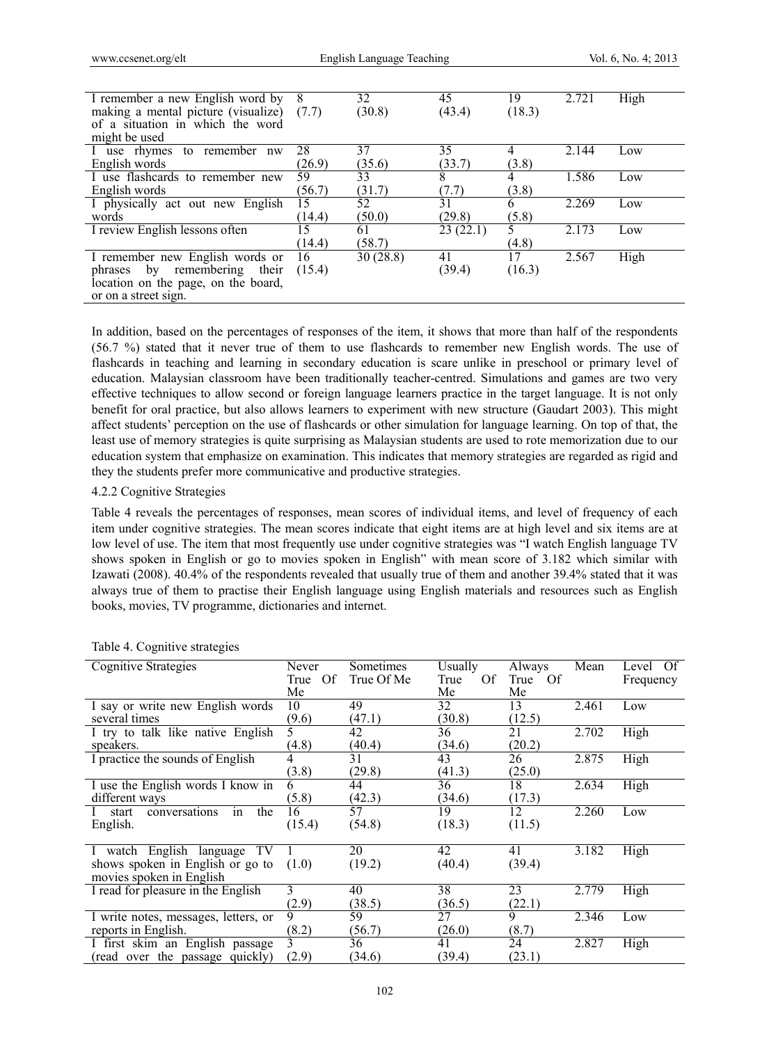| | | | | | | |
|---|---|---|---|---|---|---|
| I remember a new English word by making a mental picture (visualize) of a situation in which the word might be used | 8 (7.7) | 32 (30.8) | 45 (43.4) | 19 (18.3) | 2.721 | High |
| I use rhymes to remember nw English words | 28 (26.9) | 37 (35.6) | 35 (33.7) | 4 (3.8) | 2.144 | Low |
| I use flashcards to remember new English words | 59 (56.7) | 33 (31.7) | 8 (7.7) | 4 (3.8) | 1.586 | Low |
| I physically act out new English words | 15 (14.4) | 52 (50.0) | 31 (29.8) | 6 (5.8) | 2.269 | Low |
| I review English lessons often | 15 (14.4) | 61 (58.7) | 23 (22.1) | 5 (4.8) | 2.173 | Low |
| I remember new English words or phrases by remembering their location on the page, on the board, or on a street sign. | 16 (15.4) | 30 (28.8) | 41 (39.4) | 17 (16.3) | 2.567 | High |

In addition, based on the percentages of responses of the item, it shows that more than half of the respondents (56.7 %) stated that it never true of them to use flashcards to remember new English words. The use of flashcards in teaching and learning in secondary education is scare unlike in preschool or primary level of education. Malaysian classroom have been traditionally teacher-centred. Simulations and games are two very effective techniques to allow second or foreign language learners practice in the target language. It is not only benefit for oral practice, but also allows learners to experiment with new structure (Gaudart 2003). This might affect students' perception on the use of flashcards or other simulation for language learning. On top of that, the least use of memory strategies is quite surprising as Malaysian students are used to rote memorization due to our education system that emphasize on examination. This indicates that memory strategies are regarded as rigid and they the students prefer more communicative and productive strategies.

#### 4.2.2 Cognitive Strategies

Table 4 reveals the percentages of responses, mean scores of individual items, and level of frequency of each item under cognitive strategies. The mean scores indicate that eight items are at high level and six items are at low level of use. The item that most frequently use under cognitive strategies was "I watch English language TV shows spoken in English or go to movies spoken in English" with mean score of 3.182 which similar with Izawati (2008). 40.4% of the respondents revealed that usually true of them and another 39.4% stated that it was always true of them to practise their English language using English materials and resources such as English books, movies, TV programme, dictionaries and internet.

Table 4. Cognitive strategies

| Cognitive Strategies | Never True Of Me | Sometimes True Of Me | Usually True Of Me | Always True Of Me | Mean | Level Of Frequency |
|---|---|---|---|---|---|---|
| I say or write new English words several times | 10 (9.6) | 49 (47.1) | 32 (30.8) | 13 (12.5) | 2.461 | Low |
| I try to talk like native English speakers. | 5 (4.8) | 42 (40.4) | 36 (34.6) | 21 (20.2) | 2.702 | High |
| I practice the sounds of English | 4 (3.8) | 31 (29.8) | 43 (41.3) | 26 (25.0) | 2.875 | High |
| I use the English words I know in different ways | 6 (5.8) | 44 (42.3) | 36 (34.6) | 18 (17.3) | 2.634 | High |
| I start conversations in the English. | 16 (15.4) | 57 (54.8) | 19 (18.3) | 12 (11.5) | 2.260 | Low |
| I watch English language TV shows spoken in English or go to movies spoken in English | 1 (1.0) | 20 (19.2) | 42 (40.4) | 41 (39.4) | 3.182 | High |
| I read for pleasure in the English | 3 (2.9) | 40 (38.5) | 38 (36.5) | 23 (22.1) | 2.779 | High |
| I write notes, messages, letters, or reports in English. | 9 (8.2) | 59 (56.7) | 27 (26.0) | 9 (8.7) | 2.346 | Low |
| I first skim an English passage (read over the passage quickly) | 3 (2.9) | 36 (34.6) | 41 (39.4) | 24 (23.1) | 2.827 | High |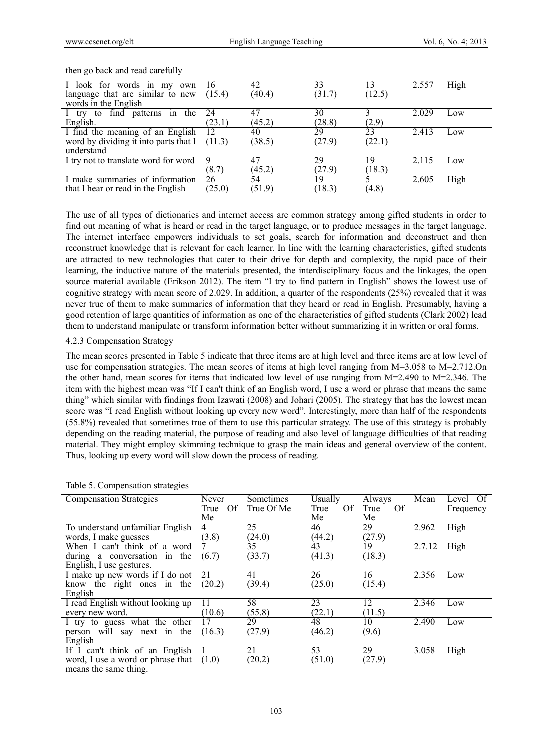| | | | | | | |
|---|---|---|---|---|---|---|
| then go back and read carefully | | | | | | |
| I look for words in my own language that are similar to new words in the English | 16 (15.4) | 42 (40.4) | 33 (31.7) | 13 (12.5) | 2.557 | High |
| I try to find patterns in the English. | 24 (23.1) | 47 (45.2) | 30 (28.8) | 3 (2.9) | 2.029 | Low |
| I find the meaning of an English word by dividing it into parts that I understand | 12 (11.3) | 40 (38.5) | 29 (27.9) | 23 (22.1) | 2.413 | Low |
| I try not to translate word for word | 9 (8.7) | 47 (45.2) | 29 (27.9) | 19 (18.3) | 2.115 | Low |
| I make summaries of information that I hear or read in the English | 26 (25.0) | 54 (51.9) | 19 (18.3) | 5 (4.8) | 2.605 | High |

The use of all types of dictionaries and internet access are common strategy among gifted students in order to find out meaning of what is heard or read in the target language, or to produce messages in the target language. The internet interface empowers individuals to set goals, search for information and deconstruct and then reconstruct knowledge that is relevant for each learner. In line with the learning characteristics, gifted students are attracted to new technologies that cater to their drive for depth and complexity, the rapid pace of their learning, the inductive nature of the materials presented, the interdisciplinary focus and the linkages, the open source material available (Erikson 2012). The item "I try to find pattern in English" shows the lowest use of cognitive strategy with mean score of 2.029. In addition, a quarter of the respondents (25%) revealed that it was never true of them to make summaries of information that they heard or read in English. Presumably, having a good retention of large quantities of information as one of the characteristics of gifted students (Clark 2002) lead them to understand manipulate or transform information better without summarizing it in written or oral forms.

#### 4.2.3 Compensation Strategy

The mean scores presented in Table 5 indicate that three items are at high level and three items are at low level of use for compensation strategies. The mean scores of items at high level ranging from M=3.058 to M=2.712.On the other hand, mean scores for items that indicated low level of use ranging from M=2.490 to M=2.346. The item with the highest mean was "If I can't think of an English word, I use a word or phrase that means the same thing" which similar with findings from Izawati (2008) and Johari (2005). The strategy that has the lowest mean score was "I read English without looking up every new word". Interestingly, more than half of the respondents (55.8%) revealed that sometimes true of them to use this particular strategy. The use of this strategy is probably depending on the reading material, the purpose of reading and also level of language difficulties of that reading material. They might employ skimming technique to grasp the main ideas and general overview of the content. Thus, looking up every word will slow down the process of reading.

Table 5. Compensation strategies

| Compensation Strategies | Never True Of Me | Sometimes True Of Me | Usually True Of Me | Always True Of Me | Mean | Level Of Frequency |
|---|---|---|---|---|---|---|
| To understand unfamiliar English words, I make guesses | 4 (3.8) | 25 (24.0) | 46 (44.2) | 29 (27.9) | 2.962 | High |
| When I can't think of a word during a conversation in the English, I use gestures. | 7 (6.7) | 35 (33.7) | 43 (41.3) | 19 (18.3) | 2.7.12 | High |
| I make up new words if I do not know the right ones in the English | 21 (20.2) | 41 (39.4) | 26 (25.0) | 16 (15.4) | 2.356 | Low |
| I read English without looking up every new word. | 11 (10.6) | 58 (55.8) | 23 (22.1) | 12 (11.5) | 2.346 | Low |
| I try to guess what the other person will say next in the English | 17 (16.3) | 29 (27.9) | 48 (46.2) | 10 (9.6) | 2.490 | Low |
| If I can't think of an English word, I use a word or phrase that means the same thing. | 1 (1.0) | 21 (20.2) | 53 (51.0) | 29 (27.9) | 3.058 | High |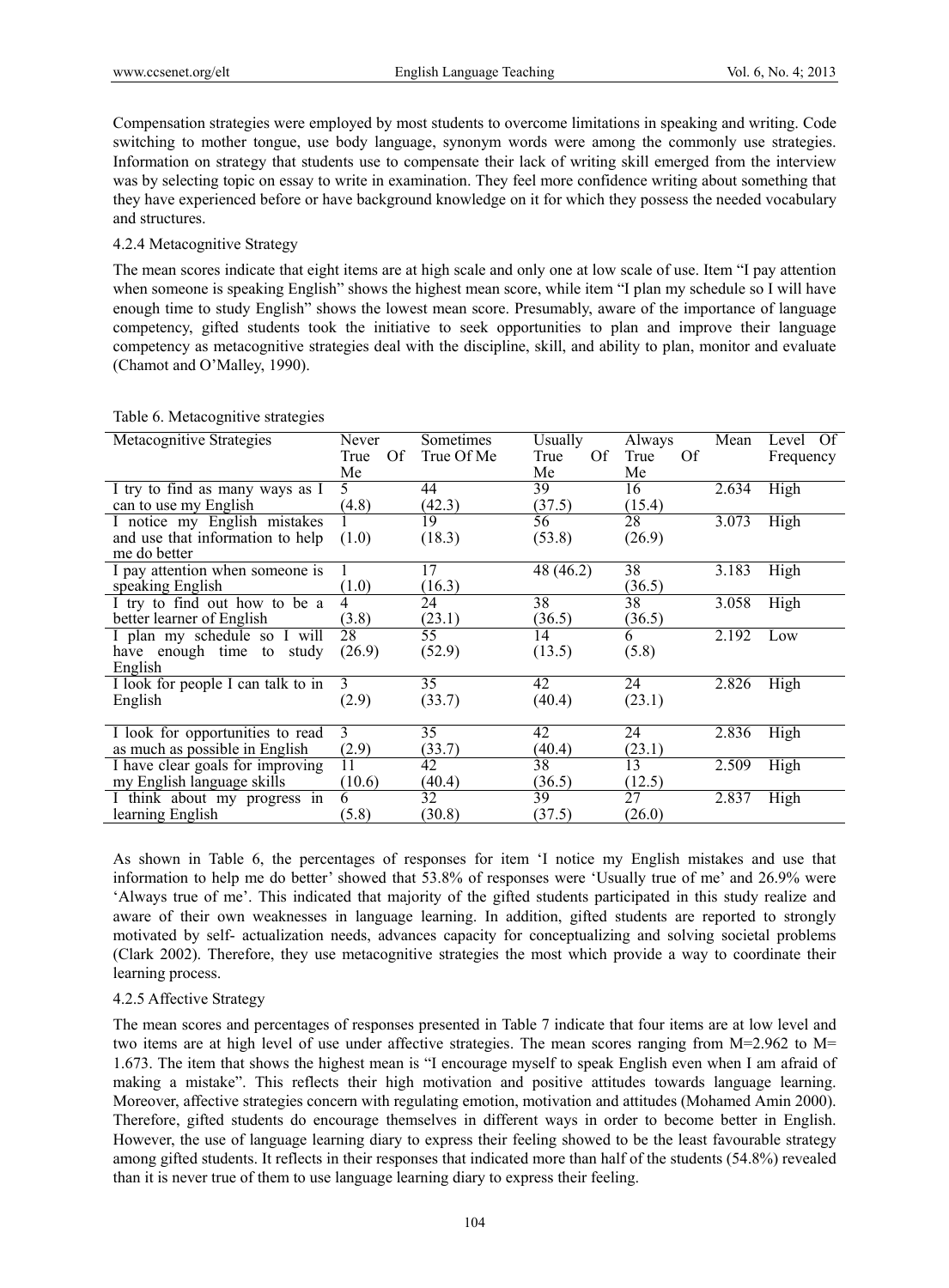Compensation strategies were employed by most students to overcome limitations in speaking and writing. Code switching to mother tongue, use body language, synonym words were among the commonly use strategies. Information on strategy that students use to compensate their lack of writing skill emerged from the interview was by selecting topic on essay to write in examination. They feel more confidence writing about something that they have experienced before or have background knowledge on it for which they possess the needed vocabulary and structures.

#### 4.2.4 Metacognitive Strategy

The mean scores indicate that eight items are at high scale and only one at low scale of use. Item "I pay attention when someone is speaking English" shows the highest mean score, while item "I plan my schedule so I will have enough time to study English" shows the lowest mean score. Presumably, aware of the importance of language competency, gifted students took the initiative to seek opportunities to plan and improve their language competency as metacognitive strategies deal with the discipline, skill, and ability to plan, monitor and evaluate (Chamot and O'Malley, 1990).

Table 6. Metacognitive strategies

| Metacognitive Strategies | Never True Of Me | Sometimes True Of Me | Usually True Of Me | Always True Of Me | Mean | Level Of Frequency |
|---|---|---|---|---|---|---|
| I try to find as many ways as I can to use my English | 5 (4.8) | 44 (42.3) | 39 (37.5) | 16 (15.4) | 2.634 | High |
| I notice my English mistakes and use that information to help me do better | 1 (1.0) | 19 (18.3) | 56 (53.8) | 28 (26.9) | 3.073 | High |
| I pay attention when someone is speaking English | 1 (1.0) | 17 (16.3) | 48 (46.2) | 38 (36.5) | 3.183 | High |
| I try to find out how to be a better learner of English | 4 (3.8) | 24 (23.1) | 38 (36.5) | 38 (36.5) | 3.058 | High |
| I plan my schedule so I will have enough time to study English | 28 (26.9) | 55 (52.9) | 14 (13.5) | 6 (5.8) | 2.192 | Low |
| I look for people I can talk to in English | 3 (2.9) | 35 (33.7) | 42 (40.4) | 24 (23.1) | 2.826 | High |
| I look for opportunities to read as much as possible in English | 3 (2.9) | 35 (33.7) | 42 (40.4) | 24 (23.1) | 2.836 | High |
| I have clear goals for improving my English language skills | 11 (10.6) | 42 (40.4) | 38 (36.5) | 13 (12.5) | 2.509 | High |
| I think about my progress in learning English | 6 (5.8) | 32 (30.8) | 39 (37.5) | 27 (26.0) | 2.837 | High |

As shown in Table 6, the percentages of responses for item 'I notice my English mistakes and use that information to help me do better' showed that 53.8% of responses were 'Usually true of me' and 26.9% were 'Always true of me'. This indicated that majority of the gifted students participated in this study realize and aware of their own weaknesses in language learning. In addition, gifted students are reported to strongly motivated by self- actualization needs, advances capacity for conceptualizing and solving societal problems (Clark 2002). Therefore, they use metacognitive strategies the most which provide a way to coordinate their learning process.

#### 4.2.5 Affective Strategy

The mean scores and percentages of responses presented in Table 7 indicate that four items are at low level and two items are at high level of use under affective strategies. The mean scores ranging from M=2.962 to M= 1.673. The item that shows the highest mean is "I encourage myself to speak English even when I am afraid of making a mistake". This reflects their high motivation and positive attitudes towards language learning. Moreover, affective strategies concern with regulating emotion, motivation and attitudes (Mohamed Amin 2000). Therefore, gifted students do encourage themselves in different ways in order to become better in English. However, the use of language learning diary to express their feeling showed to be the least favourable strategy among gifted students. It reflects in their responses that indicated more than half of the students (54.8%) revealed than it is never true of them to use language learning diary to express their feeling.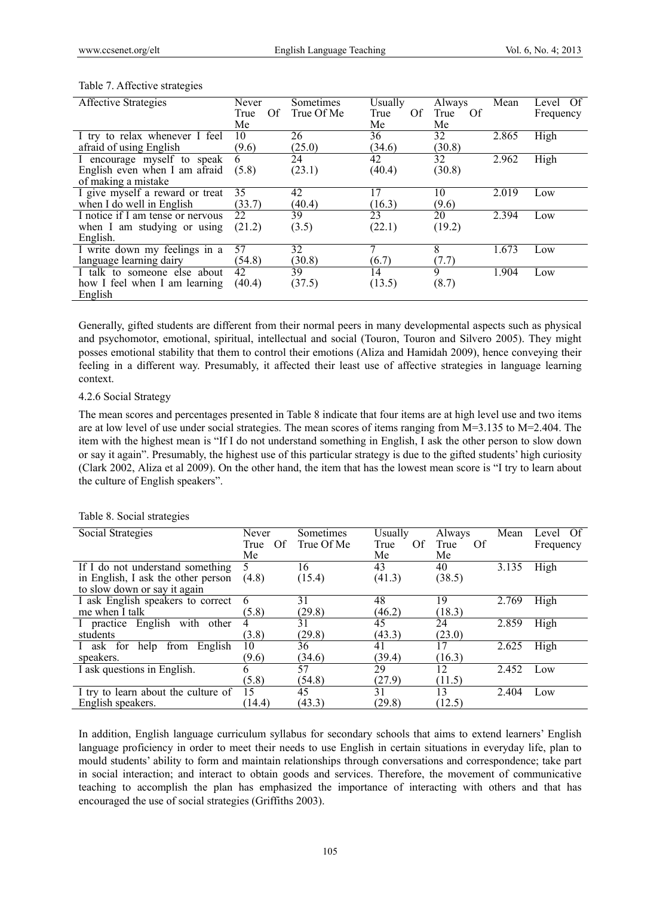Table 7. Affective strategies

| Affective Strategies | Never True Of Me | Sometimes True Of Me | Usually True Of Me | Always True Of Me | Mean | Level Of Frequency |
|---|---|---|---|---|---|---|
| I try to relax whenever I feel afraid of using English | 10 (9.6) | 26 (25.0) | 36 (34.6) | 32 (30.8) | 2.865 | High |
| I encourage myself to speak English even when I am afraid of making a mistake | 6 (5.8) | 24 (23.1) | 42 (40.4) | 32 (30.8) | 2.962 | High |
| I give myself a reward or treat when I do well in English | 35 (33.7) | 42 (40.4) | 17 (16.3) | 10 (9.6) | 2.019 | Low |
| I notice if I am tense or nervous when I am studying or using English. | 22 (21.2) | 39 (3.5) | 23 (22.1) | 20 (19.2) | 2.394 | Low |
| I write down my feelings in a language learning dairy | 57 (54.8) | 32 (30.8) | 7 (6.7) | 8 (7.7) | 1.673 | Low |
| I talk to someone else about how I feel when I am learning English | 42 (40.4) | 39 (37.5) | 14 (13.5) | 9 (8.7) | 1.904 | Low |

Generally, gifted students are different from their normal peers in many developmental aspects such as physical and psychomotor, emotional, spiritual, intellectual and social (Touron, Touron and Silvero 2005). They might posses emotional stability that them to control their emotions (Aliza and Hamidah 2009), hence conveying their feeling in a different way. Presumably, it affected their least use of affective strategies in language learning context.

#### 4.2.6 Social Strategy

The mean scores and percentages presented in Table 8 indicate that four items are at high level use and two items are at low level of use under social strategies. The mean scores of items ranging from M=3.135 to M=2.404. The item with the highest mean is "If I do not understand something in English, I ask the other person to slow down or say it again". Presumably, the highest use of this particular strategy is due to the gifted students' high curiosity (Clark 2002, Aliza et al 2009). On the other hand, the item that has the lowest mean score is "I try to learn about the culture of English speakers".

Table 8. Social strategies

| Social Strategies | Never True Of Me | Sometimes True Of Me | Usually True Of Me | Always True Of Me | Mean | Level Of Frequency |
|---|---|---|---|---|---|---|
| If I do not understand something in English, I ask the other person to slow down or say it again | 5 (4.8) | 16 (15.4) | 43 (41.3) | 40 (38.5) | 3.135 | High |
| I ask English speakers to correct me when I talk | 6 (5.8) | 31 (29.8) | 48 (46.2) | 19 (18.3) | 2.769 | High |
| I practice English with other students | 4 (3.8) | 31 (29.8) | 45 (43.3) | 24 (23.0) | 2.859 | High |
| I ask for help from English speakers. | 10 (9.6) | 36 (34.6) | 41 (39.4) | 17 (16.3) | 2.625 | High |
| I ask questions in English. | 6 (5.8) | 57 (54.8) | 29 (27.9) | 12 (11.5) | 2.452 | Low |
| I try to learn about the culture of English speakers. | 15 (14.4) | 45 (43.3) | 31 (29.8) | 13 (12.5) | 2.404 | Low |

In addition, English language curriculum syllabus for secondary schools that aims to extend learners' English language proficiency in order to meet their needs to use English in certain situations in everyday life, plan to mould students' ability to form and maintain relationships through conversations and correspondence; take part in social interaction; and interact to obtain goods and services. Therefore, the movement of communicative teaching to accomplish the plan has emphasized the importance of interacting with others and that has encouraged the use of social strategies (Griffiths 2003).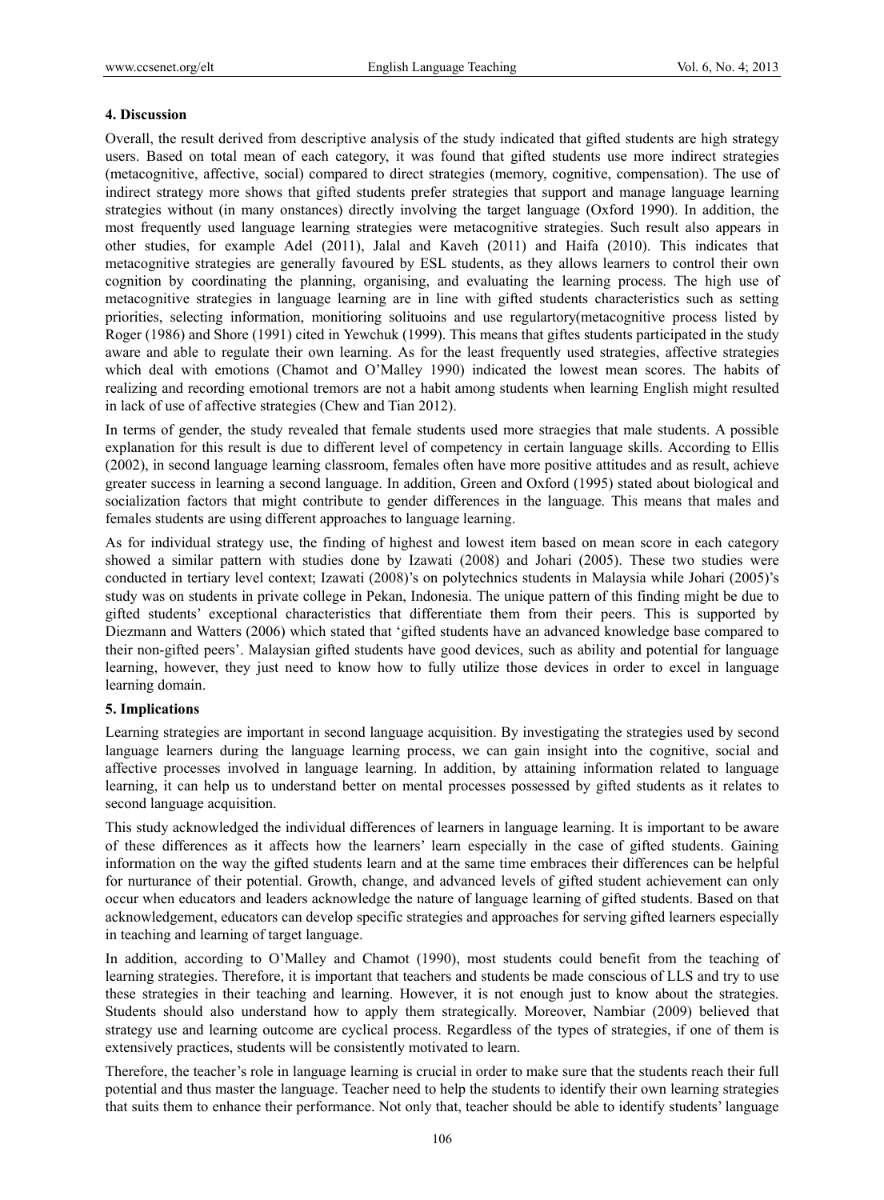## 4. Discussion

Overall, the result derived from descriptive analysis of the study indicated that gifted students are high strategy users. Based on total mean of each category, it was found that gifted students use more indirect strategies (metacognitive, affective, social) compared to direct strategies (memory, cognitive, compensation). The use of indirect strategy more shows that gifted students prefer strategies that support and manage language learning strategies without (in many onstances) directly involving the target language (Oxford 1990). In addition, the most frequently used language learning strategies were metacognitive strategies. Such result also appears in other studies, for example Adel (2011), Jalal and Kaveh (2011) and Haifa (2010). This indicates that metacognitive strategies are generally favoured by ESL students, as they allows learners to control their own cognition by coordinating the planning, organising, and evaluating the learning process. The high use of metacognitive strategies in language learning are in line with gifted students characteristics such as setting priorities, selecting information, monitioring solituoins and use regulartory(metacognitive process listed by Roger (1986) and Shore (1991) cited in Yewchuk (1999). This means that giftes students participated in the study aware and able to regulate their own learning. As for the least frequently used strategies, affective strategies which deal with emotions (Chamot and O'Malley 1990) indicated the lowest mean scores. The habits of realizing and recording emotional tremors are not a habit among students when learning English might resulted in lack of use of affective strategies (Chew and Tian 2012).

In terms of gender, the study revealed that female students used more straegies that male students. A possible explanation for this result is due to different level of competency in certain language skills. According to Ellis (2002), in second language learning classroom, females often have more positive attitudes and as result, achieve greater success in learning a second language. In addition, Green and Oxford (1995) stated about biological and socialization factors that might contribute to gender differences in the language. This means that males and females students are using different approaches to language learning.

As for individual strategy use, the finding of highest and lowest item based on mean score in each category showed a similar pattern with studies done by Izawati (2008) and Johari (2005). These two studies were conducted in tertiary level context; Izawati (2008)'s on polytechnics students in Malaysia while Johari (2005)'s study was on students in private college in Pekan, Indonesia. The unique pattern of this finding might be due to gifted students' exceptional characteristics that differentiate them from their peers. This is supported by Diezmann and Watters (2006) which stated that 'gifted students have an advanced knowledge base compared to their non-gifted peers'. Malaysian gifted students have good devices, such as ability and potential for language learning, however, they just need to know how to fully utilize those devices in order to excel in language learning domain.

## 5. Implications

Learning strategies are important in second language acquisition. By investigating the strategies used by second language learners during the language learning process, we can gain insight into the cognitive, social and affective processes involved in language learning. In addition, by attaining information related to language learning, it can help us to understand better on mental processes possessed by gifted students as it relates to second language acquisition.

This study acknowledged the individual differences of learners in language learning. It is important to be aware of these differences as it affects how the learners' learn especially in the case of gifted students. Gaining information on the way the gifted students learn and at the same time embraces their differences can be helpful for nurturance of their potential. Growth, change, and advanced levels of gifted student achievement can only occur when educators and leaders acknowledge the nature of language learning of gifted students. Based on that acknowledgement, educators can develop specific strategies and approaches for serving gifted learners especially in teaching and learning of target language.

In addition, according to O'Malley and Chamot (1990), most students could benefit from the teaching of learning strategies. Therefore, it is important that teachers and students be made conscious of LLS and try to use these strategies in their teaching and learning. However, it is not enough just to know about the strategies. Students should also understand how to apply them strategically. Moreover, Nambiar (2009) believed that strategy use and learning outcome are cyclical process. Regardless of the types of strategies, if one of them is extensively practices, students will be consistently motivated to learn.

Therefore, the teacher's role in language learning is crucial in order to make sure that the students reach their full potential and thus master the language. Teacher need to help the students to identify their own learning strategies that suits them to enhance their performance. Not only that, teacher should be able to identify students' language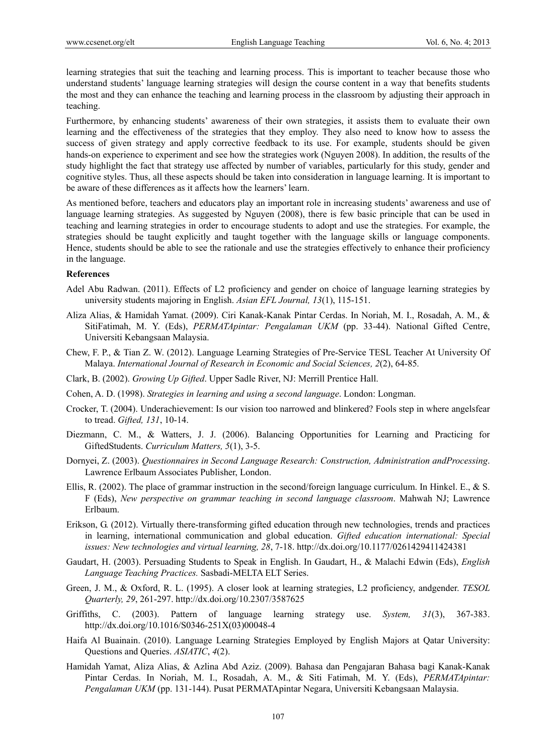learning strategies that suit the teaching and learning process. This is important to teacher because those who understand students' language learning strategies will design the course content in a way that benefits students the most and they can enhance the teaching and learning process in the classroom by adjusting their approach in teaching.

Furthermore, by enhancing students' awareness of their own strategies, it assists them to evaluate their own learning and the effectiveness of the strategies that they employ. They also need to know how to assess the success of given strategy and apply corrective feedback to its use. For example, students should be given hands-on experience to experiment and see how the strategies work (Nguyen 2008). In addition, the results of the study highlight the fact that strategy use affected by number of variables, particularly for this study, gender and cognitive styles. Thus, all these aspects should be taken into consideration in language learning. It is important to be aware of these differences as it affects how the learners' learn.

As mentioned before, teachers and educators play an important role in increasing students' awareness and use of language learning strategies. As suggested by Nguyen (2008), there is few basic principle that can be used in teaching and learning strategies in order to encourage students to adopt and use the strategies. For example, the strategies should be taught explicitly and taught together with the language skills or language components. Hence, students should be able to see the rationale and use the strategies effectively to enhance their proficiency in the language.

**References**

Adel Abu Radwan. (2011). Effects of L2 proficiency and gender on choice of language learning strategies by university students majoring in English. *Asian EFL Journal, 13*(1), 115-151.

Aliza Alias, & Hamidah Yamat. (2009). Ciri Kanak-Kanak Pintar Cerdas. In Noriah, M. I., Rosadah, A. M., & SitiFatimah, M. Y. (Eds), *PERMATApintar: Pengalaman UKM* (pp. 33-44). National Gifted Centre, Universiti Kebangsaan Malaysia.

Chew, F. P., & Tian Z. W. (2012). Language Learning Strategies of Pre-Service TESL Teacher At University Of Malaya. *International Journal of Research in Economic and Social Sciences, 2*(2), 64-85.

Clark, B. (2002). *Growing Up Gifted*. Upper Sadle River, NJ: Merrill Prentice Hall.

Cohen, A. D. (1998). *Strategies in learning and using a second language*. London: Longman.

Crocker, T. (2004). Underachievement: Is our vision too narrowed and blinkered? Fools step in where angelsfear to tread. *Gifted, 131*, 10-14.

Diezmann, C. M., & Watters, J. J. (2006). Balancing Opportunities for Learning and Practicing for GiftedStudents. *Curriculum Matters, 5*(1), 3-5.

Dornyei, Z. (2003). *Questionnaires in Second Language Research: Construction, Administration andProcessing*. Lawrence Erlbaum Associates Publisher, London.

Ellis, R. (2002). The place of grammar instruction in the second/foreign language curriculum. In Hinkel. E., & S. F (Eds), *New perspective on grammar teaching in second language classroom*. Mahwah NJ; Lawrence Erlbaum.

Erikson, G. (2012). Virtually there-transforming gifted education through new technologies, trends and practices in learning, international communication and global education. *Gifted education international: Special issues: New technologies and virtual learning, 28*, 7-18. http://dx.doi.org/10.1177/0261429411424381

Gaudart, H. (2003). Persuading Students to Speak in English. In Gaudart, H., & Malachi Edwin (Eds), *English Language Teaching Practices.* Sasbadi-MELTA ELT Series.

Green, J. M., & Oxford, R. L. (1995). A closer look at learning strategies, L2 proficiency, andgender. *TESOL Quarterly, 29*, 261-297. http://dx.doi.org/10.2307/3587625

Griffiths, C. (2003). Pattern of language learning strategy use. *System, 31*(3), 367-383. http://dx.doi.org/10.1016/S0346-251X(03)00048-4

Haifa Al Buainain. (2010). Language Learning Strategies Employed by English Majors at Qatar University: Questions and Queries. *ASIATIC*, *4*(2).

Hamidah Yamat, Aliza Alias, & Azlina Abd Aziz. (2009). Bahasa dan Pengajaran Bahasa bagi Kanak-Kanak Pintar Cerdas. In Noriah, M. I., Rosadah, A. M., & Siti Fatimah, M. Y. (Eds), *PERMATApintar: Pengalaman UKM* (pp. 131-144). Pusat PERMATApintar Negara, Universiti Kebangsaan Malaysia.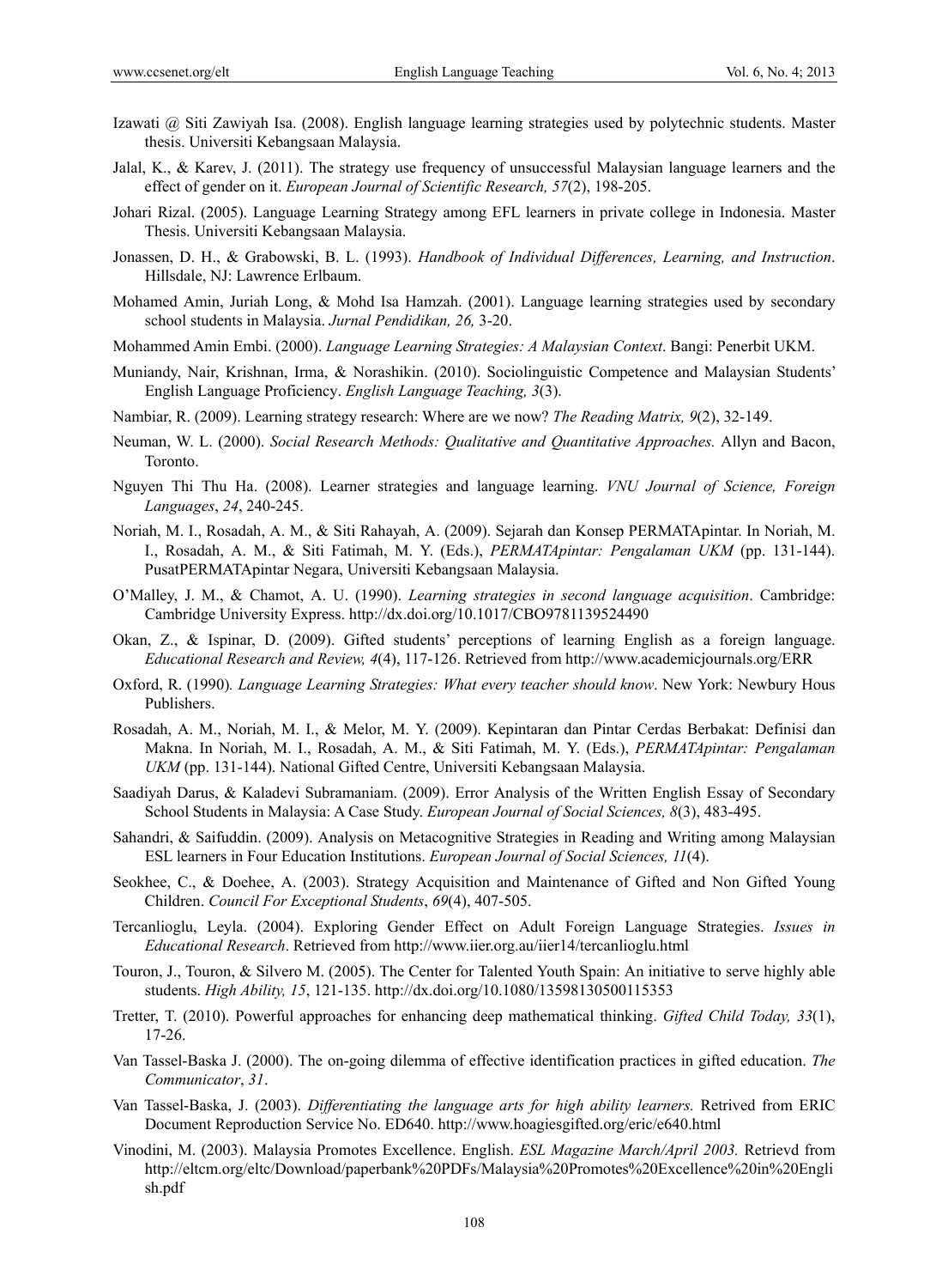Izawati @ Siti Zawiyah Isa. (2008). English language learning strategies used by polytechnic students. Master thesis. Universiti Kebangsaan Malaysia.

Jalal, K., & Karev, J. (2011). The strategy use frequency of unsuccessful Malaysian language learners and the effect of gender on it. *European Journal of Scientific Research, 57*(2), 198-205.

Johari Rizal. (2005). Language Learning Strategy among EFL learners in private college in Indonesia. Master Thesis. Universiti Kebangsaan Malaysia.

Jonassen, D. H., & Grabowski, B. L. (1993). *Handbook of Individual Differences, Learning, and Instruction*. Hillsdale, NJ: Lawrence Erlbaum.

Mohamed Amin, Juriah Long, & Mohd Isa Hamzah. (2001). Language learning strategies used by secondary school students in Malaysia. *Jurnal Pendidikan, 26,* 3-20.

Mohammed Amin Embi. (2000). *Language Learning Strategies: A Malaysian Context*. Bangi: Penerbit UKM.

Muniandy, Nair, Krishnan, Irma, & Norashikin. (2010). Sociolinguistic Competence and Malaysian Students' English Language Proficiency. *English Language Teaching, 3*(3).

Nambiar, R. (2009). Learning strategy research: Where are we now? *The Reading Matrix, 9*(2), 32-149.

Neuman, W. L. (2000). *Social Research Methods: Qualitative and Quantitative Approaches.* Allyn and Bacon, Toronto.

Nguyen Thi Thu Ha. (2008). Learner strategies and language learning. *VNU Journal of Science, Foreign Languages*, *24*, 240-245.

Noriah, M. I., Rosadah, A. M., & Siti Rahayah, A. (2009). Sejarah dan Konsep PERMATApintar. In Noriah, M. I., Rosadah, A. M., & Siti Fatimah, M. Y. (Eds.), *PERMATApintar: Pengalaman UKM* (pp. 131-144). PusatPERMATApintar Negara, Universiti Kebangsaan Malaysia.

O'Malley, J. M., & Chamot, A. U. (1990). *Learning strategies in second language acquisition*. Cambridge: Cambridge University Express. http://dx.doi.org/10.1017/CBO9781139524490

Okan, Z., & Ispinar, D. (2009). Gifted students' perceptions of learning English as a foreign language. *Educational Research and Review, 4*(4), 117-126. Retrieved from http://www.academicjournals.org/ERR

Oxford, R. (1990). *Language Learning Strategies: What every teacher should know*. New York: Newbury Hous Publishers.

Rosadah, A. M., Noriah, M. I., & Melor, M. Y. (2009). Kepintaran dan Pintar Cerdas Berbakat: Definisi dan Makna. In Noriah, M. I., Rosadah, A. M., & Siti Fatimah, M. Y. (Eds.), *PERMATApintar: Pengalaman UKM* (pp. 131-144). National Gifted Centre, Universiti Kebangsaan Malaysia.

Saadiyah Darus, & Kaladevi Subramaniam. (2009). Error Analysis of the Written English Essay of Secondary School Students in Malaysia: A Case Study. *European Journal of Social Sciences, 8*(3), 483-495.

Sahandri, & Saifuddin. (2009). Analysis on Metacognitive Strategies in Reading and Writing among Malaysian ESL learners in Four Education Institutions. *European Journal of Social Sciences, 11*(4).

Seokhee, C., & Doehee, A. (2003). Strategy Acquisition and Maintenance of Gifted and Non Gifted Young Children. *Council For Exceptional Students*, *69*(4), 407-505.

Tercanlioglu, Leyla. (2004). Exploring Gender Effect on Adult Foreign Language Strategies. *Issues in Educational Research*. Retrieved from http://www.iier.org.au/iier14/tercanlioglu.html

Touron, J., Touron, & Silvero M. (2005). The Center for Talented Youth Spain: An initiative to serve highly able students. *High Ability, 15*, 121-135. http://dx.doi.org/10.1080/13598130500115353

Tretter, T. (2010). Powerful approaches for enhancing deep mathematical thinking. *Gifted Child Today, 33*(1), 17-26.

Van Tassel-Baska J. (2000). The on-going dilemma of effective identification practices in gifted education. *The Communicator*, *31*.

Van Tassel-Baska, J. (2003). *Differentiating the language arts for high ability learners.* Retrived from ERIC Document Reproduction Service No. ED640. http://www.hoagiesgifted.org/eric/e640.html

Vinodini, M. (2003). Malaysia Promotes Excellence. English. *ESL Magazine March/April 2003.* Retrievd from http://eltcm.org/eltc/Download/paperbank%20PDFs/Malaysia%20Promotes%20Excellence%20in%20English.pdf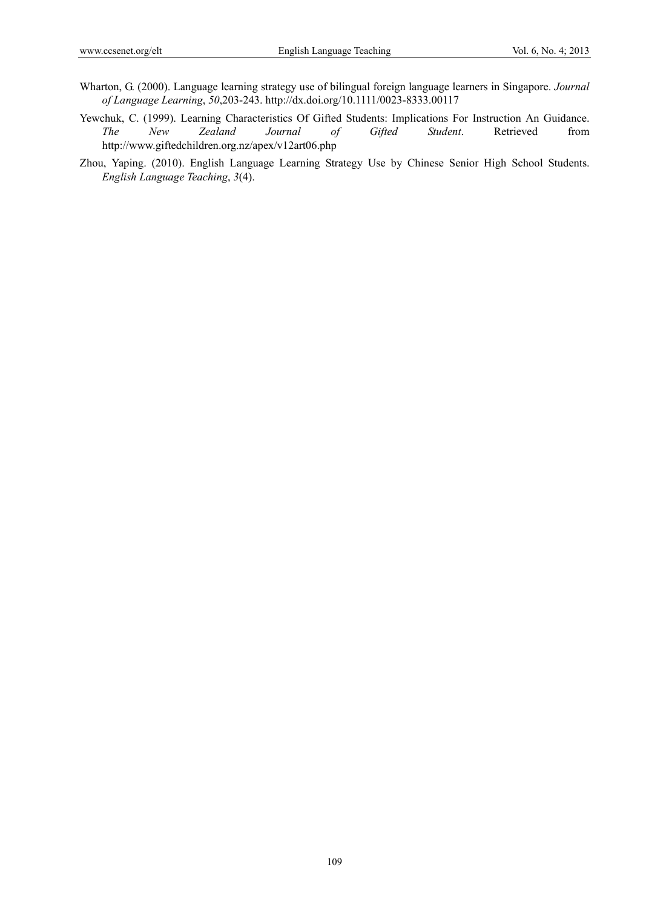Wharton, G. (2000). Language learning strategy use of bilingual foreign language learners in Singapore. *Journal of Language Learning*, *50*,203-243. http://dx.doi.org/10.1111/0023-8333.00117

Yewchuk, C. (1999). Learning Characteristics Of Gifted Students: Implications For Instruction An Guidance. *The New Zealand Journal of Gifted Student*. Retrieved from http://www.giftedchildren.org.nz/apex/v12art06.php

Zhou, Yaping. (2010). English Language Learning Strategy Use by Chinese Senior High School Students. *English Language Teaching*, *3*(4).